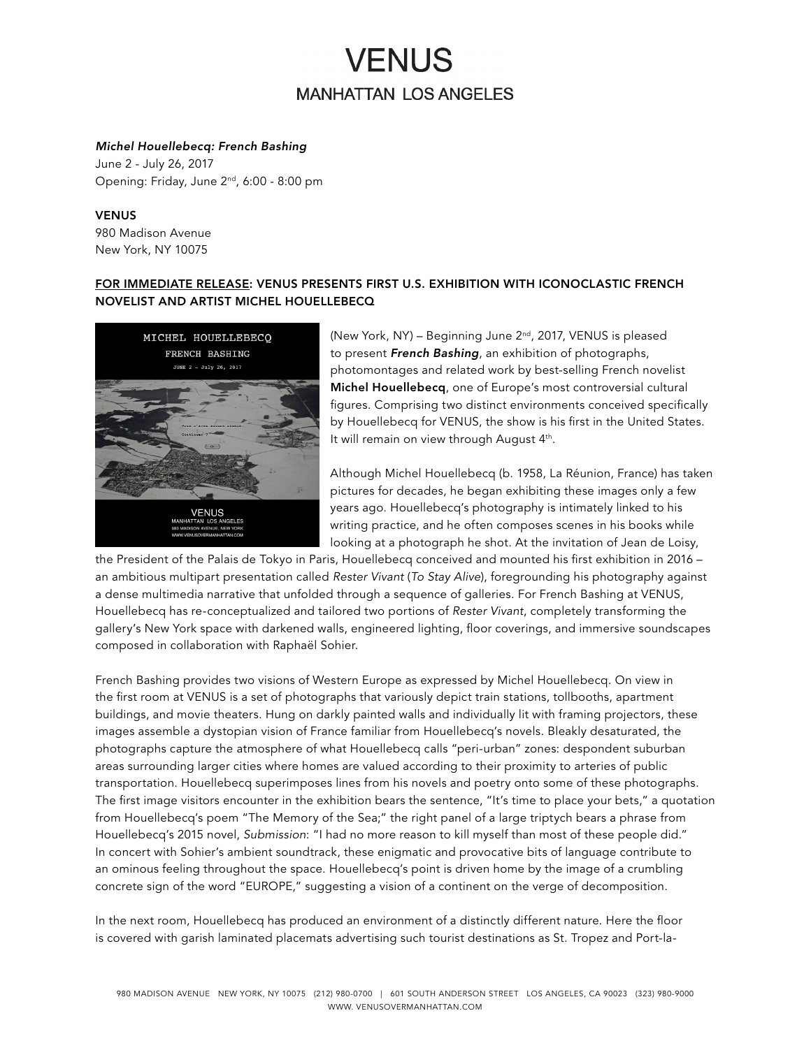# VENUS

## MANHATTAN LOS ANGELES

*Michel Houellebecq: French Bashing*
June 2 - July 26, 2017
Opening: Friday, June 2nd, 6:00 - 8:00 pm

**VENUS**
980 Madison Avenue
New York, NY 10075

**FOR IMMEDIATE RELEASE: VENUS PRESENTS FIRST U.S. EXHIBITION WITH ICONOCLASTIC FRENCH NOVELIST AND ARTIST MICHEL HOUELLEBECQ**

(New York, NY) – Beginning June 2nd, 2017, VENUS is pleased to present ***French Bashing***, an exhibition of photographs, photomontages and related work by best-selling French novelist **Michel Houellebecq**, one of Europe's most controversial cultural figures. Comprising two distinct environments conceived specifically by Houellebecq for VENUS, the show is his first in the United States. It will remain on view through August 4th.

Although Michel Houellebecq (b. 1958, La Réunion, France) has taken pictures for decades, he began exhibiting these images only a few years ago. Houellebecq's photography is intimately linked to his writing practice, and he often composes scenes in his books while looking at a photograph he shot. At the invitation of Jean de Loisy, the President of the Palais de Tokyo in Paris, Houellebecq conceived and mounted his first exhibition in 2016 – an ambitious multipart presentation called *Rester Vivant* (*To Stay Alive*), foregrounding his photography against a dense multimedia narrative that unfolded through a sequence of galleries. For French Bashing at VENUS, Houellebecq has re-conceptualized and tailored two portions of *Rester Vivant*, completely transforming the gallery's New York space with darkened walls, engineered lighting, floor coverings, and immersive soundscapes composed in collaboration with Raphaël Sohier.

French Bashing provides two visions of Western Europe as expressed by Michel Houellebecq. On view in the first room at VENUS is a set of photographs that variously depict train stations, tollbooths, apartment buildings, and movie theaters. Hung on darkly painted walls and individually lit with framing projectors, these images assemble a dystopian vision of France familiar from Houellebecq's novels. Bleakly desaturated, the photographs capture the atmosphere of what Houellebecq calls "peri-urban" zones: despondent suburban areas surrounding larger cities where homes are valued according to their proximity to arteries of public transportation. Houellebecq superimposes lines from his novels and poetry onto some of these photographs. The first image visitors encounter in the exhibition bears the sentence, "It's time to place your bets," a quotation from Houellebecq's poem "The Memory of the Sea;" the right panel of a large triptych bears a phrase from Houellebecq's 2015 novel, *Submission*: "I had no more reason to kill myself than most of these people did." In concert with Sohier's ambient soundtrack, these enigmatic and provocative bits of language contribute to an ominous feeling throughout the space. Houellebecq's point is driven home by the image of a crumbling concrete sign of the word "EUROPE," suggesting a vision of a continent on the verge of decomposition.

In the next room, Houellebecq has produced an environment of a distinctly different nature. Here the floor is covered with garish laminated placemats advertising such tourist destinations as St. Tropez and Port-la-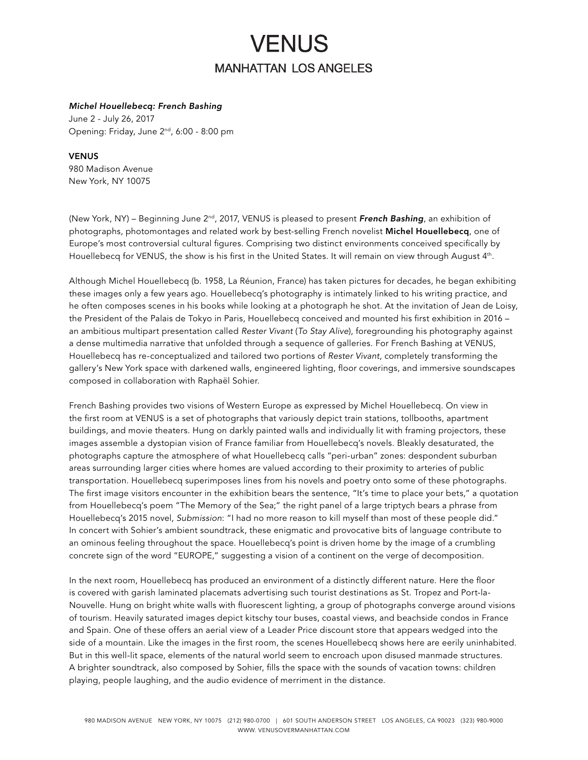# VENUS

## MANHATTAN LOS ANGELES

***Michel Houellebecq: French Bashing***
June 2 - July 26, 2017
Opening: Friday, June 2nd, 6:00 - 8:00 pm

**VENUS**
980 Madison Avenue
New York, NY 10075

(New York, NY) – Beginning June 2nd, 2017, VENUS is pleased to present ***French Bashing***, an exhibition of photographs, photomontages and related work by best-selling French novelist **Michel Houellebecq**, one of Europe's most controversial cultural figures. Comprising two distinct environments conceived specifically by Houellebecq for VENUS, the show is his first in the United States. It will remain on view through August 4th.

Although Michel Houellebecq (b. 1958, La Réunion, France) has taken pictures for decades, he began exhibiting these images only a few years ago. Houellebecq's photography is intimately linked to his writing practice, and he often composes scenes in his books while looking at a photograph he shot. At the invitation of Jean de Loisy, the President of the Palais de Tokyo in Paris, Houellebecq conceived and mounted his first exhibition in 2016 – an ambitious multipart presentation called *Rester Vivant* (*To Stay Alive*), foregrounding his photography against a dense multimedia narrative that unfolded through a sequence of galleries. For French Bashing at VENUS, Houellebecq has re-conceptualized and tailored two portions of *Rester Vivant*, completely transforming the gallery's New York space with darkened walls, engineered lighting, floor coverings, and immersive soundscapes composed in collaboration with Raphaël Sohier.

French Bashing provides two visions of Western Europe as expressed by Michel Houellebecq. On view in the first room at VENUS is a set of photographs that variously depict train stations, tollbooths, apartment buildings, and movie theaters. Hung on darkly painted walls and individually lit with framing projectors, these images assemble a dystopian vision of France familiar from Houellebecq's novels. Bleakly desaturated, the photographs capture the atmosphere of what Houellebecq calls "peri-urban" zones: despondent suburban areas surrounding larger cities where homes are valued according to their proximity to arteries of public transportation. Houellebecq superimposes lines from his novels and poetry onto some of these photographs. The first image visitors encounter in the exhibition bears the sentence, "It's time to place your bets," a quotation from Houellebecq's poem "The Memory of the Sea;" the right panel of a large triptych bears a phrase from Houellebecq's 2015 novel, *Submission*: "I had no more reason to kill myself than most of these people did." In concert with Sohier's ambient soundtrack, these enigmatic and provocative bits of language contribute to an ominous feeling throughout the space. Houellebecq's point is driven home by the image of a crumbling concrete sign of the word "EUROPE," suggesting a vision of a continent on the verge of decomposition.

In the next room, Houellebecq has produced an environment of a distinctly different nature. Here the floor is covered with garish laminated placemats advertising such tourist destinations as St. Tropez and Port-la-Nouvelle. Hung on bright white walls with fluorescent lighting, a group of photographs converge around visions of tourism. Heavily saturated images depict kitschy tour buses, coastal views, and beachside condos in France and Spain. One of these offers an aerial view of a Leader Price discount store that appears wedged into the side of a mountain. Like the images in the first room, the scenes Houellebecq shows here are eerily uninhabited. But in this well-lit space, elements of the natural world seem to encroach upon disused manmade structures. A brighter soundtrack, also composed by Sohier, fills the space with the sounds of vacation towns: children playing, people laughing, and the audio evidence of merriment in the distance.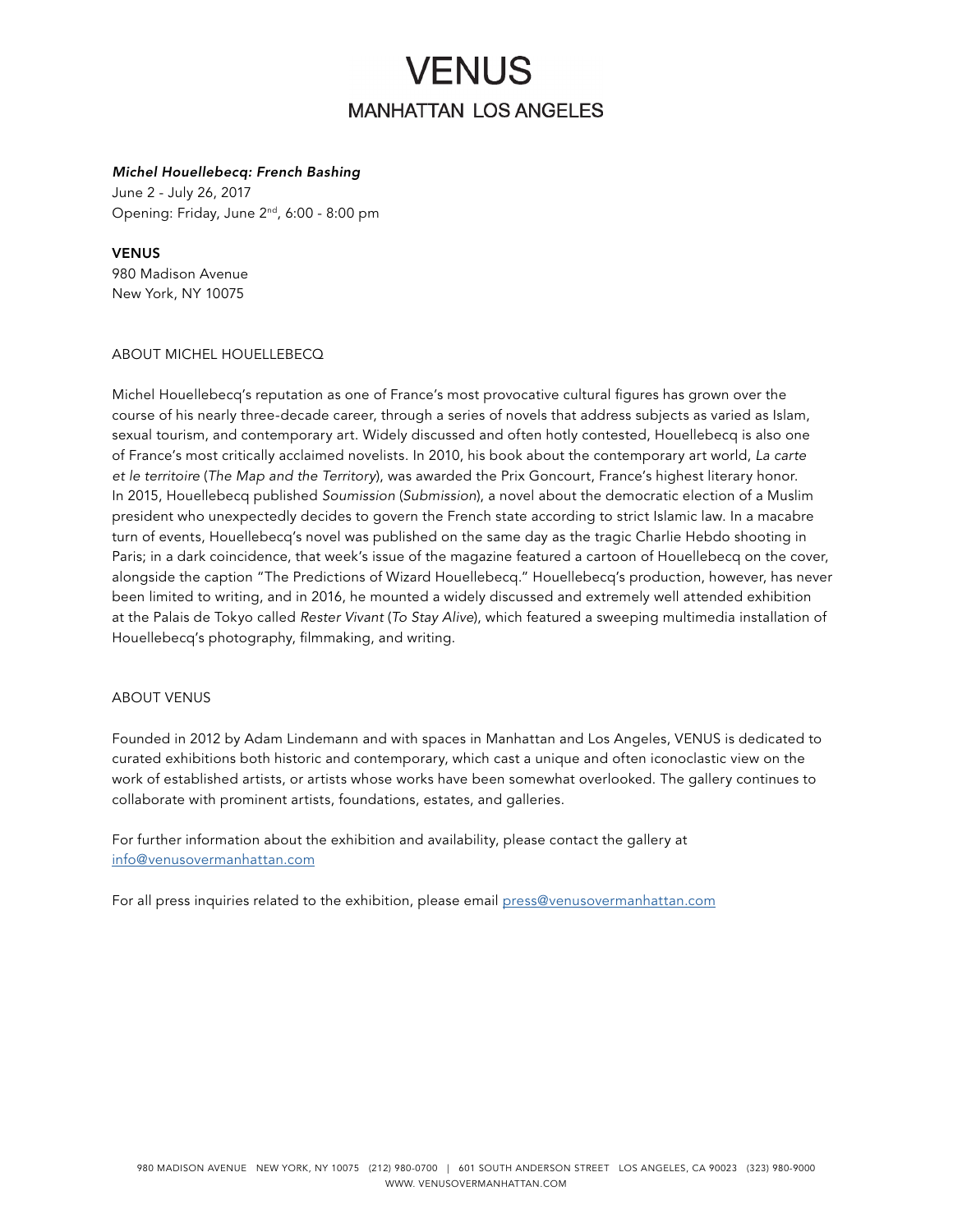# VENUS

## MANHATTAN LOS ANGELES

***Michel Houellebecq: French Bashing***
June 2 - July 26, 2017
Opening: Friday, June 2nd, 6:00 - 8:00 pm

**VENUS**
980 Madison Avenue
New York, NY 10075

ABOUT MICHEL HOUELLEBECQ

Michel Houellebecq's reputation as one of France's most provocative cultural figures has grown over the course of his nearly three-decade career, through a series of novels that address subjects as varied as Islam, sexual tourism, and contemporary art. Widely discussed and often hotly contested, Houellebecq is also one of France's most critically acclaimed novelists. In 2010, his book about the contemporary art world, *La carte et le territoire* (*The Map and the Territory*), was awarded the Prix Goncourt, France's highest literary honor. In 2015, Houellebecq published *Soumission* (*Submission*), a novel about the democratic election of a Muslim president who unexpectedly decides to govern the French state according to strict Islamic law. In a macabre turn of events, Houellebecq's novel was published on the same day as the tragic Charlie Hebdo shooting in Paris; in a dark coincidence, that week's issue of the magazine featured a cartoon of Houellebecq on the cover, alongside the caption "The Predictions of Wizard Houellebecq." Houellebecq's production, however, has never been limited to writing, and in 2016, he mounted a widely discussed and extremely well attended exhibition at the Palais de Tokyo called *Rester Vivant* (*To Stay Alive*), which featured a sweeping multimedia installation of Houellebecq's photography, filmmaking, and writing.

ABOUT VENUS

Founded in 2012 by Adam Lindemann and with spaces in Manhattan and Los Angeles, VENUS is dedicated to curated exhibitions both historic and contemporary, which cast a unique and often iconoclastic view on the work of established artists, or artists whose works have been somewhat overlooked. The gallery continues to collaborate with prominent artists, foundations, estates, and galleries.

For further information about the exhibition and availability, please contact the gallery at info@venusovermanhattan.com

For all press inquiries related to the exhibition, please email press@venusovermanhattan.com

980 MADISON AVENUE NEW YORK, NY 10075 (212) 980-0700 | 601 SOUTH ANDERSON STREET LOS ANGELES, CA 90023 (323) 980-9000
WWW. VENUSOVERMANHATTAN.COM